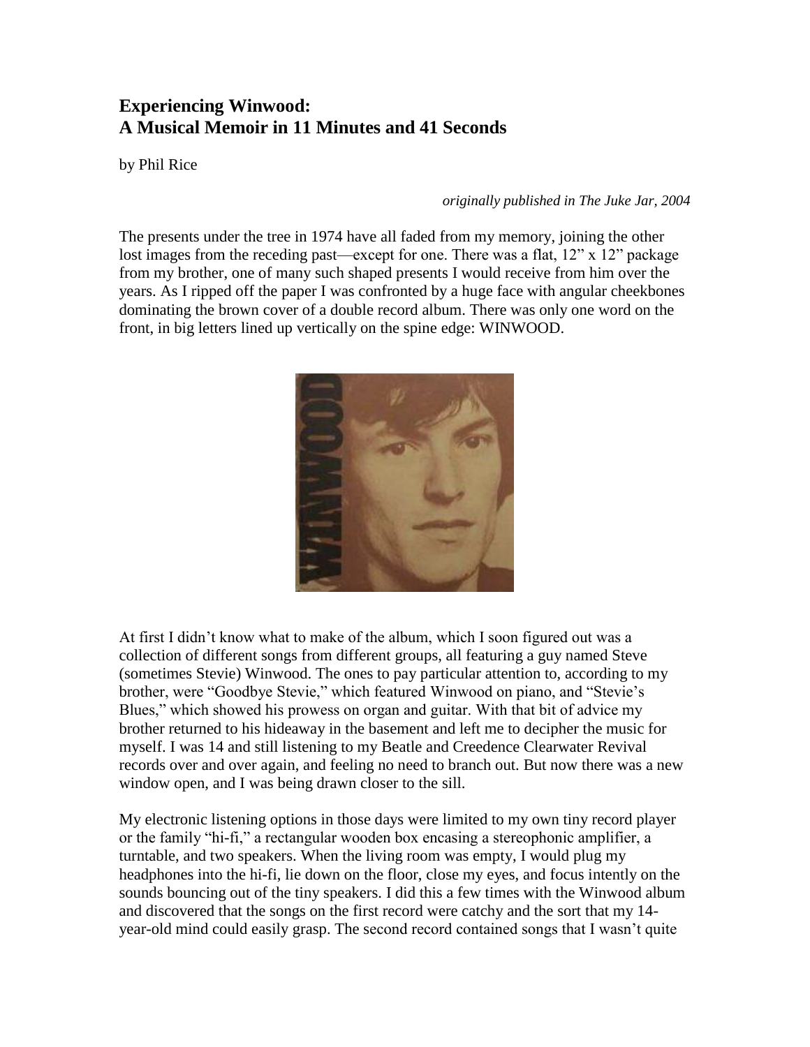# Experiencing Winwood:
# A Musical Memoir in 11 Minutes and 41 Seconds

by Phil Rice

*originally published in The Juke Jar, 2004*

The presents under the tree in 1974 have all faded from my memory, joining the other lost images from the receding past—except for one. There was a flat, 12" x 12" package from my brother, one of many such shaped presents I would receive from him over the years. As I ripped off the paper I was confronted by a huge face with angular cheekbones dominating the brown cover of a double record album. There was only one word on the front, in big letters lined up vertically on the spine edge: WINWOOD.

At first I didn't know what to make of the album, which I soon figured out was a collection of different songs from different groups, all featuring a guy named Steve (sometimes Stevie) Winwood. The ones to pay particular attention to, according to my brother, were "Goodbye Stevie," which featured Winwood on piano, and "Stevie's Blues," which showed his prowess on organ and guitar. With that bit of advice my brother returned to his hideaway in the basement and left me to decipher the music for myself. I was 14 and still listening to my Beatle and Creedence Clearwater Revival records over and over again, and feeling no need to branch out. But now there was a new window open, and I was being drawn closer to the sill.

My electronic listening options in those days were limited to my own tiny record player or the family "hi-fi," a rectangular wooden box encasing a stereophonic amplifier, a turntable, and two speakers. When the living room was empty, I would plug my headphones into the hi-fi, lie down on the floor, close my eyes, and focus intently on the sounds bouncing out of the tiny speakers. I did this a few times with the Winwood album and discovered that the songs on the first record were catchy and the sort that my 14-year-old mind could easily grasp. The second record contained songs that I wasn't quite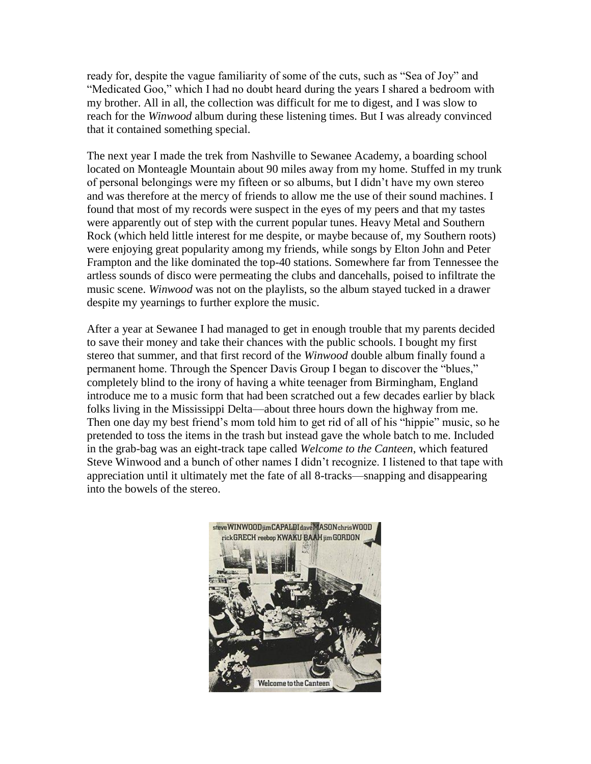ready for, despite the vague familiarity of some of the cuts, such as "Sea of Joy" and "Medicated Goo," which I had no doubt heard during the years I shared a bedroom with my brother. All in all, the collection was difficult for me to digest, and I was slow to reach for the *Winwood* album during these listening times. But I was already convinced that it contained something special.

The next year I made the trek from Nashville to Sewanee Academy, a boarding school located on Monteagle Mountain about 90 miles away from my home. Stuffed in my trunk of personal belongings were my fifteen or so albums, but I didn't have my own stereo and was therefore at the mercy of friends to allow me the use of their sound machines. I found that most of my records were suspect in the eyes of my peers and that my tastes were apparently out of step with the current popular tunes. Heavy Metal and Southern Rock (which held little interest for me despite, or maybe because of, my Southern roots) were enjoying great popularity among my friends, while songs by Elton John and Peter Frampton and the like dominated the top-40 stations. Somewhere far from Tennessee the artless sounds of disco were permeating the clubs and dancehalls, poised to infiltrate the music scene. *Winwood* was not on the playlists, so the album stayed tucked in a drawer despite my yearnings to further explore the music.

After a year at Sewanee I had managed to get in enough trouble that my parents decided to save their money and take their chances with the public schools. I bought my first stereo that summer, and that first record of the *Winwood* double album finally found a permanent home. Through the Spencer Davis Group I began to discover the "blues," completely blind to the irony of having a white teenager from Birmingham, England introduce me to a music form that had been scratched out a few decades earlier by black folks living in the Mississippi Delta—about three hours down the highway from me. Then one day my best friend's mom told him to get rid of all of his "hippie" music, so he pretended to toss the items in the trash but instead gave the whole batch to me. Included in the grab-bag was an eight-track tape called *Welcome to the Canteen*, which featured Steve Winwood and a bunch of other names I didn't recognize. I listened to that tape with appreciation until it ultimately met the fate of all 8-tracks—snapping and disappearing into the bowels of the stereo.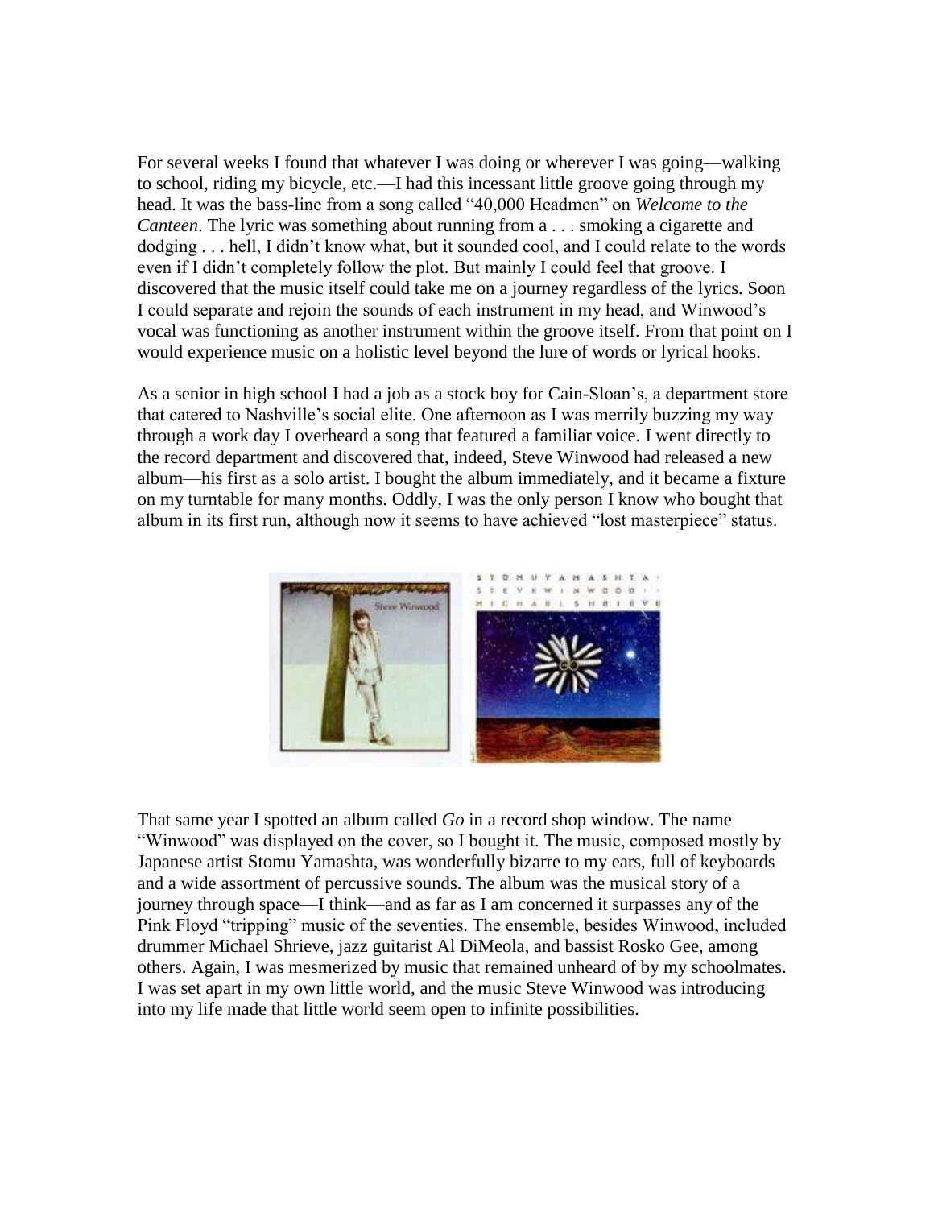For several weeks I found that whatever I was doing or wherever I was going—walking to school, riding my bicycle, etc.—I had this incessant little groove going through my head. It was the bass-line from a song called "40,000 Headmen" on *Welcome to the Canteen*. The lyric was something about running from a . . . smoking a cigarette and dodging . . . hell, I didn't know what, but it sounded cool, and I could relate to the words even if I didn't completely follow the plot. But mainly I could feel that groove. I discovered that the music itself could take me on a journey regardless of the lyrics. Soon I could separate and rejoin the sounds of each instrument in my head, and Winwood's vocal was functioning as another instrument within the groove itself. From that point on I would experience music on a holistic level beyond the lure of words or lyrical hooks.

As a senior in high school I had a job as a stock boy for Cain-Sloan's, a department store that catered to Nashville's social elite. One afternoon as I was merrily buzzing my way through a work day I overheard a song that featured a familiar voice. I went directly to the record department and discovered that, indeed, Steve Winwood had released a new album—his first as a solo artist. I bought the album immediately, and it became a fixture on my turntable for many months. Oddly, I was the only person I know who bought that album in its first run, although now it seems to have achieved "lost masterpiece" status.

That same year I spotted an album called *Go* in a record shop window. The name "Winwood" was displayed on the cover, so I bought it. The music, composed mostly by Japanese artist Stomu Yamashta, was wonderfully bizarre to my ears, full of keyboards and a wide assortment of percussive sounds. The album was the musical story of a journey through space—I think—and as far as I am concerned it surpasses any of the Pink Floyd "tripping" music of the seventies. The ensemble, besides Winwood, included drummer Michael Shrieve, jazz guitarist Al DiMeola, and bassist Rosko Gee, among others. Again, I was mesmerized by music that remained unheard of by my schoolmates. I was set apart in my own little world, and the music Steve Winwood was introducing into my life made that little world seem open to infinite possibilities.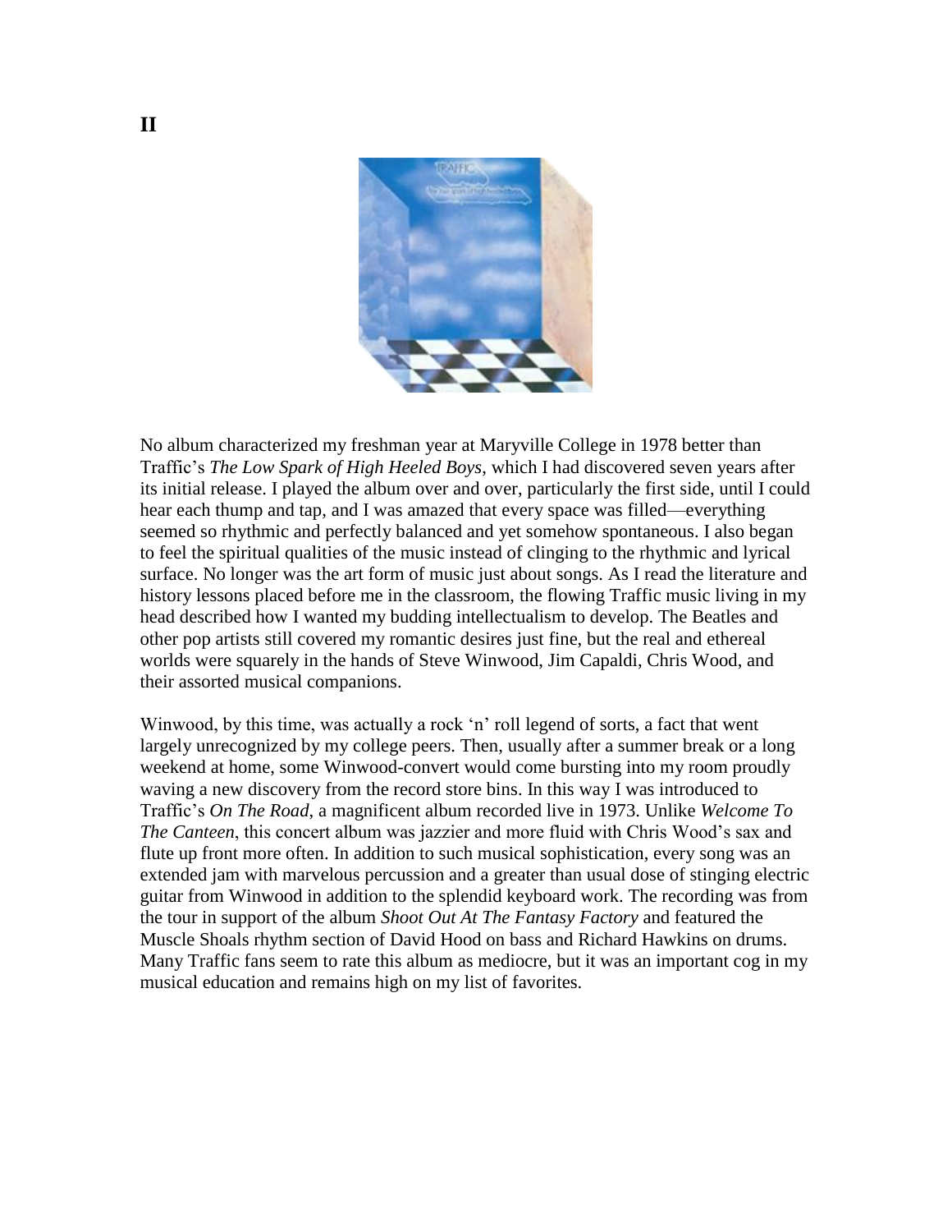# II

No album characterized my freshman year at Maryville College in 1978 better than Traffic's *The Low Spark of High Heeled Boys*, which I had discovered seven years after its initial release. I played the album over and over, particularly the first side, until I could hear each thump and tap, and I was amazed that every space was filled—everything seemed so rhythmic and perfectly balanced and yet somehow spontaneous. I also began to feel the spiritual qualities of the music instead of clinging to the rhythmic and lyrical surface. No longer was the art form of music just about songs. As I read the literature and history lessons placed before me in the classroom, the flowing Traffic music living in my head described how I wanted my budding intellectualism to develop. The Beatles and other pop artists still covered my romantic desires just fine, but the real and ethereal worlds were squarely in the hands of Steve Winwood, Jim Capaldi, Chris Wood, and their assorted musical companions.

Winwood, by this time, was actually a rock 'n' roll legend of sorts, a fact that went largely unrecognized by my college peers. Then, usually after a summer break or a long weekend at home, some Winwood-convert would come bursting into my room proudly waving a new discovery from the record store bins. In this way I was introduced to Traffic's *On The Road*, a magnificent album recorded live in 1973. Unlike *Welcome To The Canteen*, this concert album was jazzier and more fluid with Chris Wood's sax and flute up front more often. In addition to such musical sophistication, every song was an extended jam with marvelous percussion and a greater than usual dose of stinging electric guitar from Winwood in addition to the splendid keyboard work. The recording was from the tour in support of the album *Shoot Out At The Fantasy Factory* and featured the Muscle Shoals rhythm section of David Hood on bass and Richard Hawkins on drums. Many Traffic fans seem to rate this album as mediocre, but it was an important cog in my musical education and remains high on my list of favorites.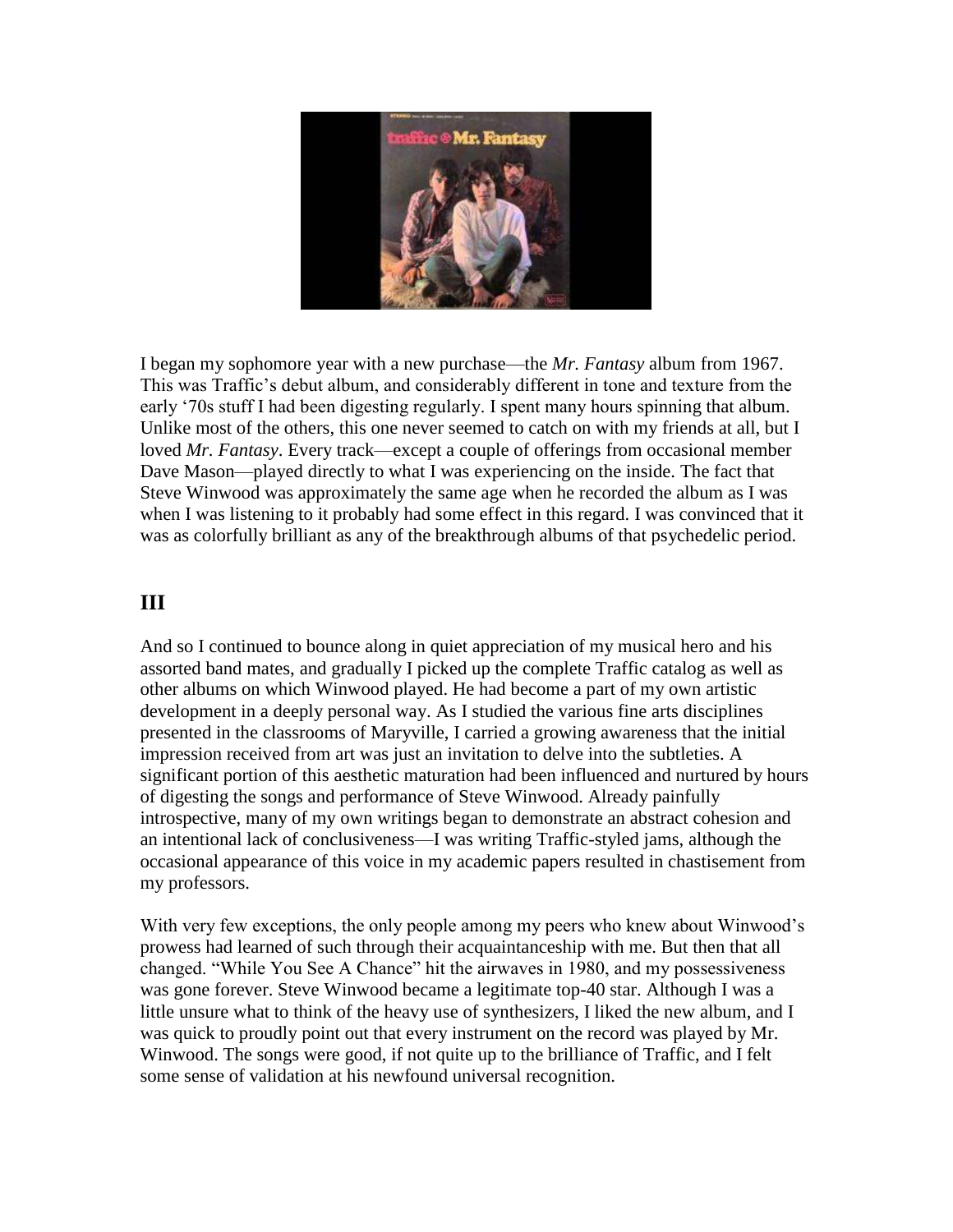I began my sophomore year with a new purchase—the *Mr. Fantasy* album from 1967. This was Traffic's debut album, and considerably different in tone and texture from the early '70s stuff I had been digesting regularly. I spent many hours spinning that album. Unlike most of the others, this one never seemed to catch on with my friends at all, but I loved *Mr. Fantasy*. Every track—except a couple of offerings from occasional member Dave Mason—played directly to what I was experiencing on the inside. The fact that Steve Winwood was approximately the same age when he recorded the album as I was when I was listening to it probably had some effect in this regard. I was convinced that it was as colorfully brilliant as any of the breakthrough albums of that psychedelic period.

## III

And so I continued to bounce along in quiet appreciation of my musical hero and his assorted band mates, and gradually I picked up the complete Traffic catalog as well as other albums on which Winwood played. He had become a part of my own artistic development in a deeply personal way. As I studied the various fine arts disciplines presented in the classrooms of Maryville, I carried a growing awareness that the initial impression received from art was just an invitation to delve into the subtleties. A significant portion of this aesthetic maturation had been influenced and nurtured by hours of digesting the songs and performance of Steve Winwood. Already painfully introspective, many of my own writings began to demonstrate an abstract cohesion and an intentional lack of conclusiveness—I was writing Traffic-styled jams, although the occasional appearance of this voice in my academic papers resulted in chastisement from my professors.

With very few exceptions, the only people among my peers who knew about Winwood's prowess had learned of such through their acquaintanceship with me. But then that all changed. "While You See A Chance" hit the airwaves in 1980, and my possessiveness was gone forever. Steve Winwood became a legitimate top-40 star. Although I was a little unsure what to think of the heavy use of synthesizers, I liked the new album, and I was quick to proudly point out that every instrument on the record was played by Mr. Winwood. The songs were good, if not quite up to the brilliance of Traffic, and I felt some sense of validation at his newfound universal recognition.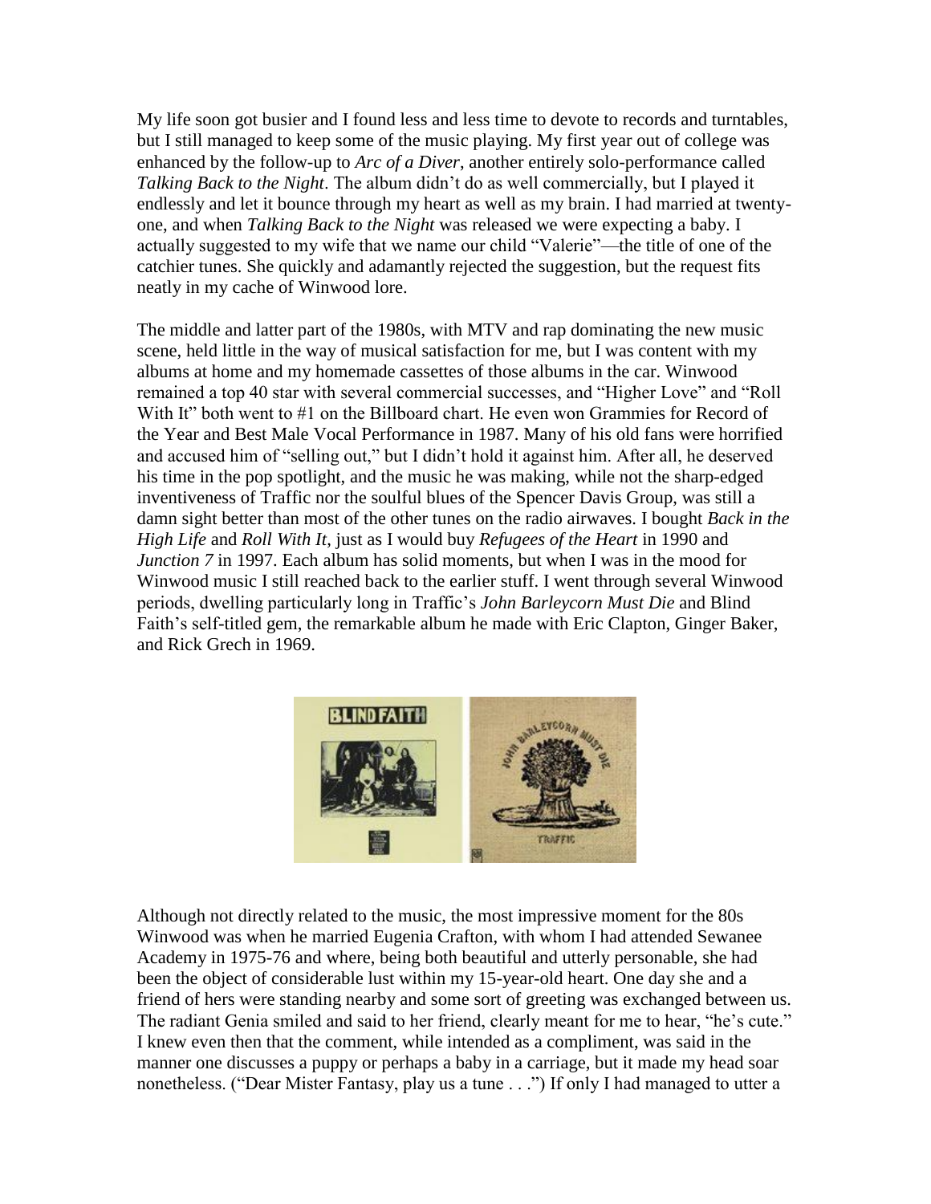My life soon got busier and I found less and less time to devote to records and turntables, but I still managed to keep some of the music playing. My first year out of college was enhanced by the follow-up to *Arc of a Diver*, another entirely solo-performance called *Talking Back to the Night*. The album didn't do as well commercially, but I played it endlessly and let it bounce through my heart as well as my brain. I had married at twenty-one, and when *Talking Back to the Night* was released we were expecting a baby. I actually suggested to my wife that we name our child "Valerie"—the title of one of the catchier tunes. She quickly and adamantly rejected the suggestion, but the request fits neatly in my cache of Winwood lore.

The middle and latter part of the 1980s, with MTV and rap dominating the new music scene, held little in the way of musical satisfaction for me, but I was content with my albums at home and my homemade cassettes of those albums in the car. Winwood remained a top 40 star with several commercial successes, and "Higher Love" and "Roll With It" both went to #1 on the Billboard chart. He even won Grammies for Record of the Year and Best Male Vocal Performance in 1987. Many of his old fans were horrified and accused him of "selling out," but I didn't hold it against him. After all, he deserved his time in the pop spotlight, and the music he was making, while not the sharp-edged inventiveness of Traffic nor the soulful blues of the Spencer Davis Group, was still a damn sight better than most of the other tunes on the radio airwaves. I bought *Back in the High Life* and *Roll With It*, just as I would buy *Refugees of the Heart* in 1990 and *Junction 7* in 1997. Each album has solid moments, but when I was in the mood for Winwood music I still reached back to the earlier stuff. I went through several Winwood periods, dwelling particularly long in Traffic's *John Barleycorn Must Die* and Blind Faith's self-titled gem, the remarkable album he made with Eric Clapton, Ginger Baker, and Rick Grech in 1969.

Although not directly related to the music, the most impressive moment for the 80s Winwood was when he married Eugenia Crafton, with whom I had attended Sewanee Academy in 1975-76 and where, being both beautiful and utterly personable, she had been the object of considerable lust within my 15-year-old heart. One day she and a friend of hers were standing nearby and some sort of greeting was exchanged between us. The radiant Genia smiled and said to her friend, clearly meant for me to hear, "he's cute." I knew even then that the comment, while intended as a compliment, was said in the manner one discusses a puppy or perhaps a baby in a carriage, but it made my head soar nonetheless. ("Dear Mister Fantasy, play us a tune . . .") If only I had managed to utter a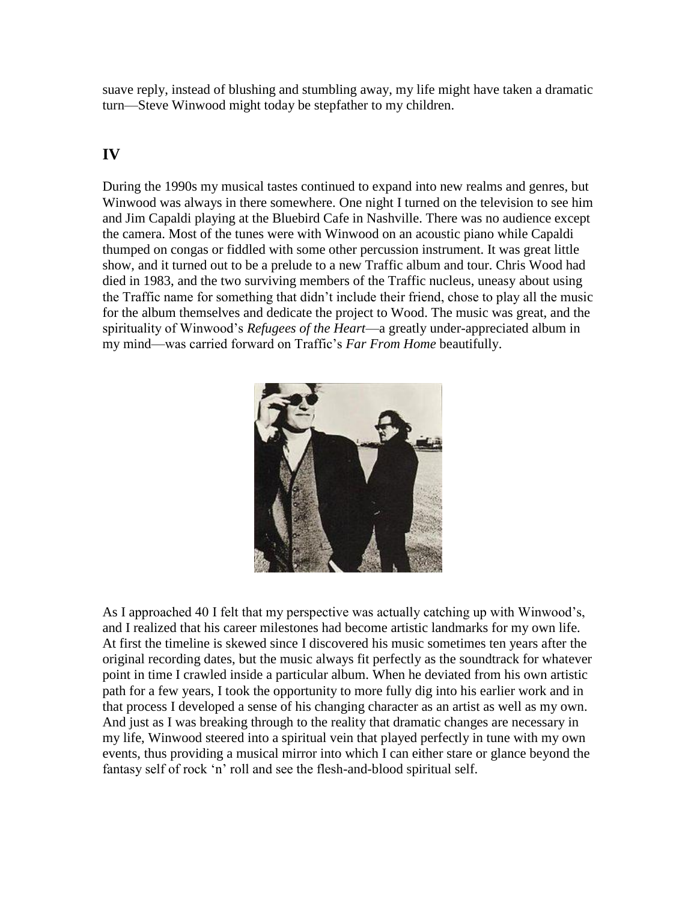suave reply, instead of blushing and stumbling away, my life might have taken a dramatic turn—Steve Winwood might today be stepfather to my children.

## IV

During the 1990s my musical tastes continued to expand into new realms and genres, but Winwood was always in there somewhere. One night I turned on the television to see him and Jim Capaldi playing at the Bluebird Cafe in Nashville. There was no audience except the camera. Most of the tunes were with Winwood on an acoustic piano while Capaldi thumped on congas or fiddled with some other percussion instrument. It was great little show, and it turned out to be a prelude to a new Traffic album and tour. Chris Wood had died in 1983, and the two surviving members of the Traffic nucleus, uneasy about using the Traffic name for something that didn't include their friend, chose to play all the music for the album themselves and dedicate the project to Wood. The music was great, and the spirituality of Winwood's *Refugees of the Heart*—a greatly under-appreciated album in my mind—was carried forward on Traffic's *Far From Home* beautifully.

As I approached 40 I felt that my perspective was actually catching up with Winwood's, and I realized that his career milestones had become artistic landmarks for my own life. At first the timeline is skewed since I discovered his music sometimes ten years after the original recording dates, but the music always fit perfectly as the soundtrack for whatever point in time I crawled inside a particular album. When he deviated from his own artistic path for a few years, I took the opportunity to more fully dig into his earlier work and in that process I developed a sense of his changing character as an artist as well as my own. And just as I was breaking through to the reality that dramatic changes are necessary in my life, Winwood steered into a spiritual vein that played perfectly in tune with my own events, thus providing a musical mirror into which I can either stare or glance beyond the fantasy self of rock 'n' roll and see the flesh-and-blood spiritual self.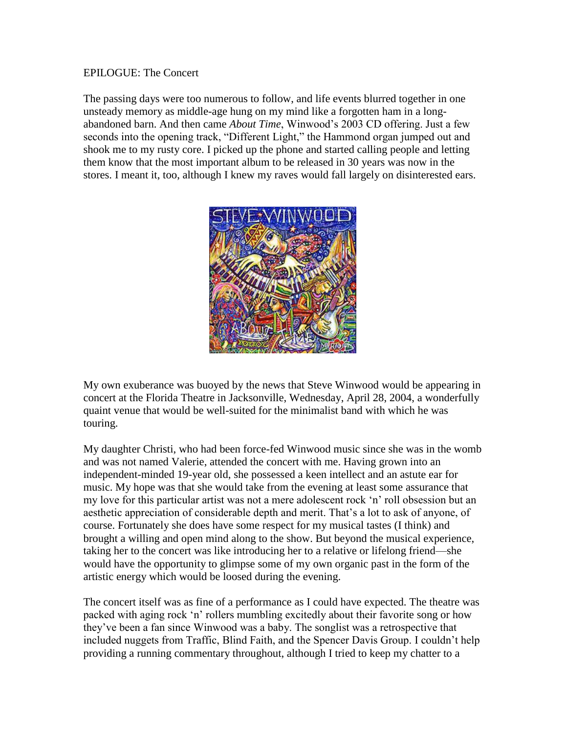EPILOGUE: The Concert

The passing days were too numerous to follow, and life events blurred together in one unsteady memory as middle-age hung on my mind like a forgotten ham in a long-abandoned barn. And then came *About Time*, Winwood's 2003 CD offering. Just a few seconds into the opening track, "Different Light," the Hammond organ jumped out and shook me to my rusty core. I picked up the phone and started calling people and letting them know that the most important album to be released in 30 years was now in the stores. I meant it, too, although I knew my raves would fall largely on disinterested ears.

My own exuberance was buoyed by the news that Steve Winwood would be appearing in concert at the Florida Theatre in Jacksonville, Wednesday, April 28, 2004, a wonderfully quaint venue that would be well-suited for the minimalist band with which he was touring.

My daughter Christi, who had been force-fed Winwood music since she was in the womb and was not named Valerie, attended the concert with me. Having grown into an independent-minded 19-year old, she possessed a keen intellect and an astute ear for music. My hope was that she would take from the evening at least some assurance that my love for this particular artist was not a mere adolescent rock 'n' roll obsession but an aesthetic appreciation of considerable depth and merit. That's a lot to ask of anyone, of course. Fortunately she does have some respect for my musical tastes (I think) and brought a willing and open mind along to the show. But beyond the musical experience, taking her to the concert was like introducing her to a relative or lifelong friend—she would have the opportunity to glimpse some of my own organic past in the form of the artistic energy which would be loosed during the evening.

The concert itself was as fine of a performance as I could have expected. The theatre was packed with aging rock 'n' rollers mumbling excitedly about their favorite song or how they've been a fan since Winwood was a baby. The songlist was a retrospective that included nuggets from Traffic, Blind Faith, and the Spencer Davis Group. I couldn't help providing a running commentary throughout, although I tried to keep my chatter to a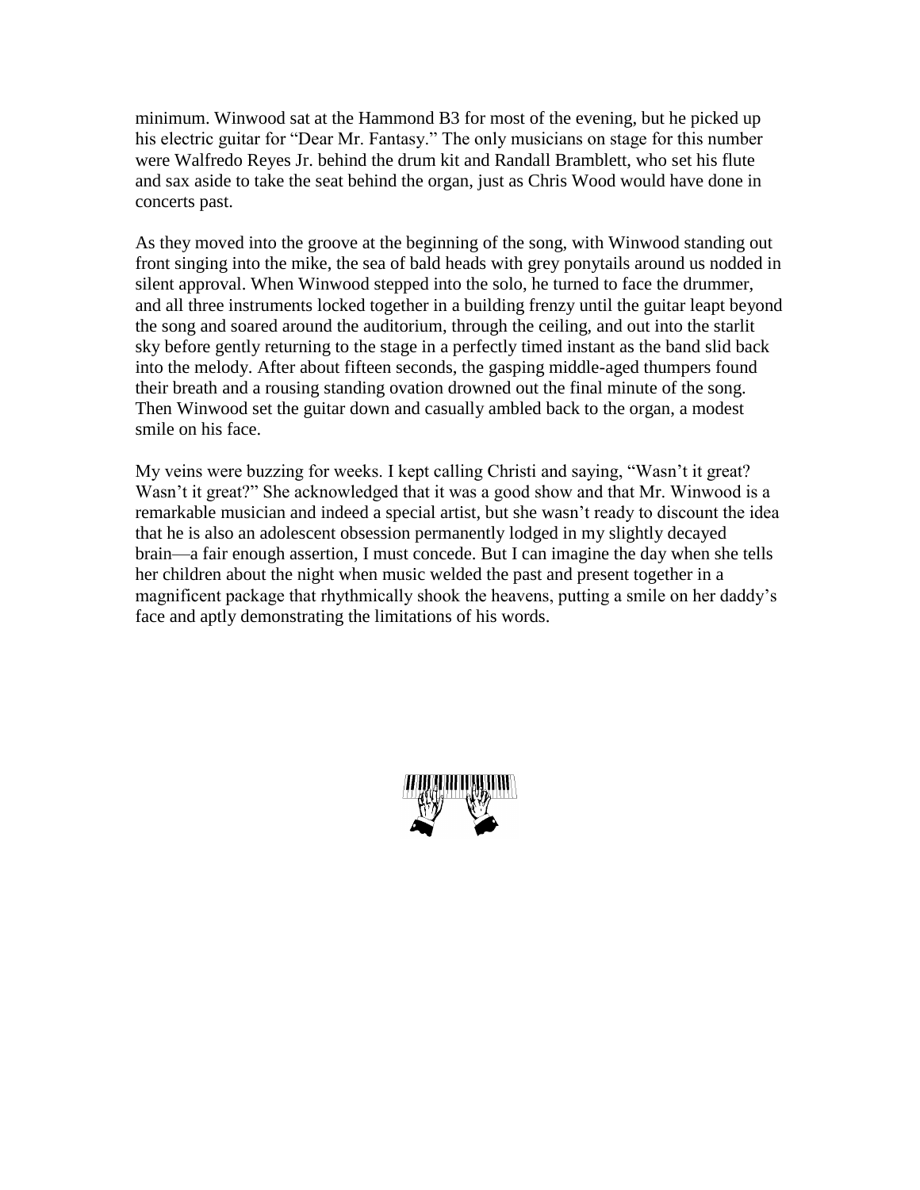minimum. Winwood sat at the Hammond B3 for most of the evening, but he picked up his electric guitar for “Dear Mr. Fantasy.” The only musicians on stage for this number were Walfredo Reyes Jr. behind the drum kit and Randall Bramblett, who set his flute and sax aside to take the seat behind the organ, just as Chris Wood would have done in concerts past.

As they moved into the groove at the beginning of the song, with Winwood standing out front singing into the mike, the sea of bald heads with grey ponytails around us nodded in silent approval. When Winwood stepped into the solo, he turned to face the drummer, and all three instruments locked together in a building frenzy until the guitar leapt beyond the song and soared around the auditorium, through the ceiling, and out into the starlit sky before gently returning to the stage in a perfectly timed instant as the band slid back into the melody. After about fifteen seconds, the gasping middle-aged thumpers found their breath and a rousing standing ovation drowned out the final minute of the song. Then Winwood set the guitar down and casually ambled back to the organ, a modest smile on his face.

My veins were buzzing for weeks. I kept calling Christi and saying, “Wasn’t it great? Wasn’t it great?” She acknowledged that it was a good show and that Mr. Winwood is a remarkable musician and indeed a special artist, but she wasn’t ready to discount the idea that he is also an adolescent obsession permanently lodged in my slightly decayed brain—a fair enough assertion, I must concede. But I can imagine the day when she tells her children about the night when music welded the past and present together in a magnificent package that rhythmically shook the heavens, putting a smile on her daddy’s face and aptly demonstrating the limitations of his words.